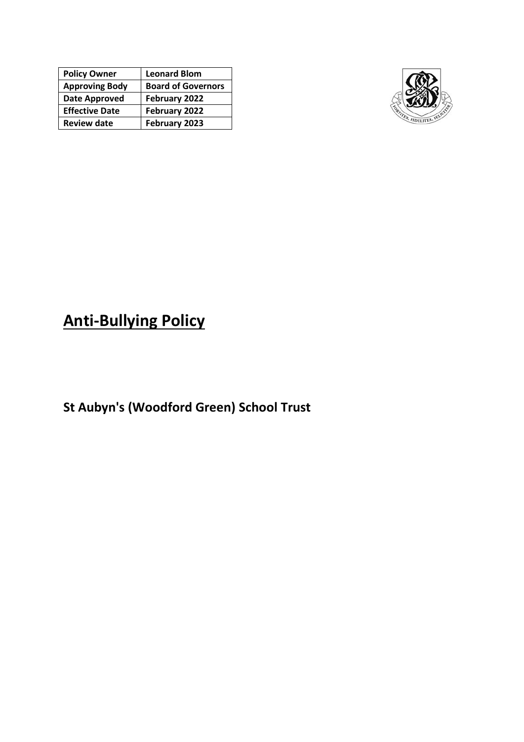| Policy Owner | Leonard Blom |
| --- | --- |
| Approving Body | Board of Governors |
| Date Approved | February 2022 |
| Effective Date | February 2022 |
| Review date | February 2023 |

# Anti-Bullying Policy

## St Aubyn's (Woodford Green) School Trust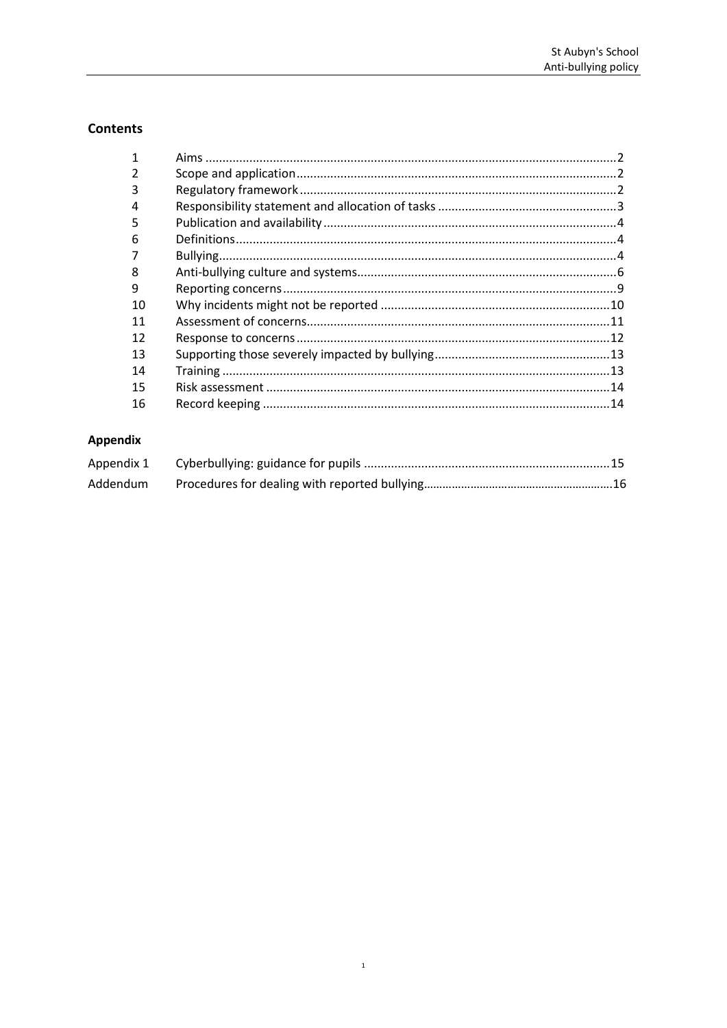## Contents

| | | |
|---|---|---|
| 1 | Aims | 2 |
| 2 | Scope and application | 2 |
| 3 | Regulatory framework | 2 |
| 4 | Responsibility statement and allocation of tasks | 3 |
| 5 | Publication and availability | 4 |
| 6 | Definitions | 4 |
| 7 | Bullying | 4 |
| 8 | Anti-bullying culture and systems | 6 |
| 9 | Reporting concerns | 9 |
| 10 | Why incidents might not be reported | 10 |
| 11 | Assessment of concerns | 11 |
| 12 | Response to concerns | 12 |
| 13 | Supporting those severely impacted by bullying | 13 |
| 14 | Training | 13 |
| 15 | Risk assessment | 14 |
| 16 | Record keeping | 14 |

## Appendix

| | | |
|---|---|---|
| Appendix 1 | Cyberbullying: guidance for pupils | 15 |
| Addendum | Procedures for dealing with reported bullying | 16 |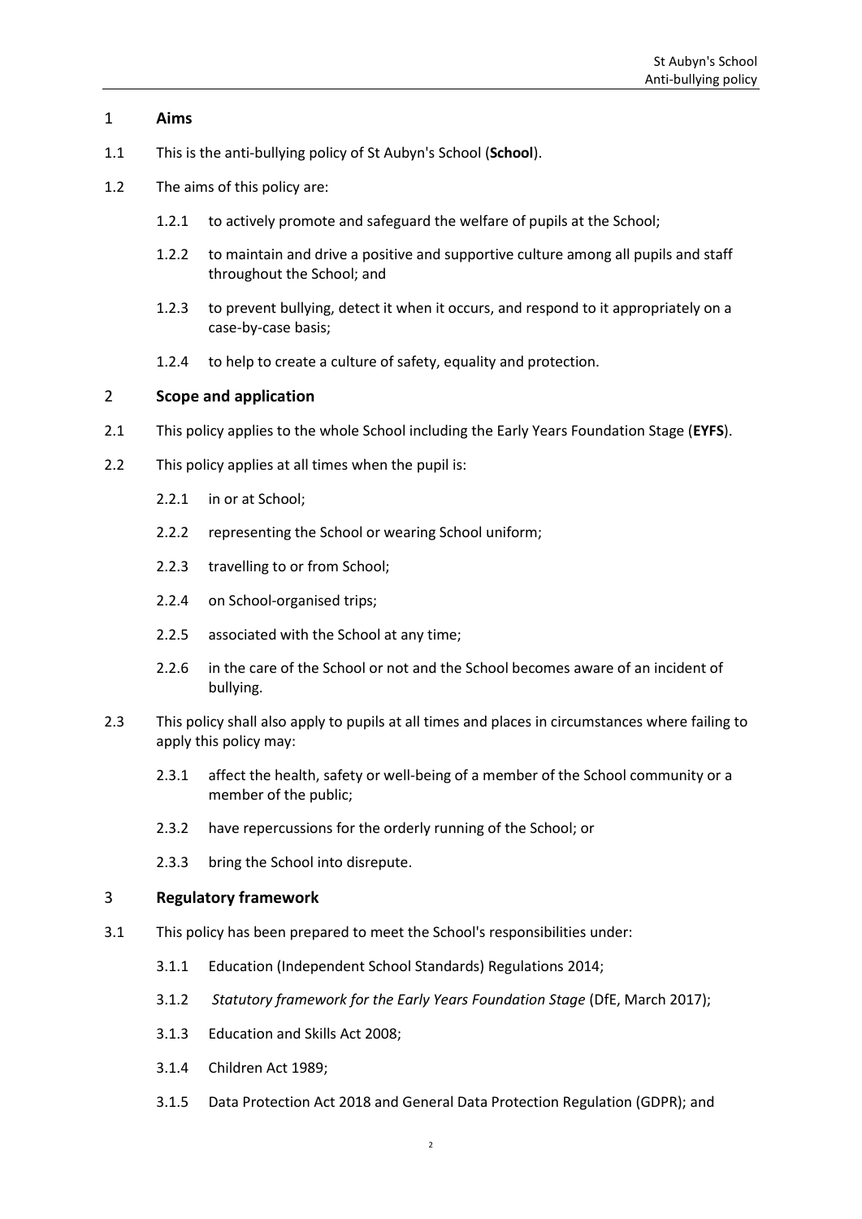## 1 Aims

1.1 This is the anti-bullying policy of St Aubyn's School (**School**).

1.2 The aims of this policy are:

1.2.1 to actively promote and safeguard the welfare of pupils at the School;

1.2.2 to maintain and drive a positive and supportive culture among all pupils and staff throughout the School; and

1.2.3 to prevent bullying, detect it when it occurs, and respond to it appropriately on a case-by-case basis;

1.2.4 to help to create a culture of safety, equality and protection.

## 2 Scope and application

2.1 This policy applies to the whole School including the Early Years Foundation Stage (**EYFS**).

2.2 This policy applies at all times when the pupil is:

2.2.1 in or at School;

2.2.2 representing the School or wearing School uniform;

2.2.3 travelling to or from School;

2.2.4 on School-organised trips;

2.2.5 associated with the School at any time;

2.2.6 in the care of the School or not and the School becomes aware of an incident of bullying.

2.3 This policy shall also apply to pupils at all times and places in circumstances where failing to apply this policy may:

2.3.1 affect the health, safety or well-being of a member of the School community or a member of the public;

2.3.2 have repercussions for the orderly running of the School; or

2.3.3 bring the School into disrepute.

## 3 Regulatory framework

3.1 This policy has been prepared to meet the School's responsibilities under:

3.1.1 Education (Independent School Standards) Regulations 2014;

3.1.2 *Statutory framework for the Early Years Foundation Stage* (DfE, March 2017);

3.1.3 Education and Skills Act 2008;

3.1.4 Children Act 1989;

3.1.5 Data Protection Act 2018 and General Data Protection Regulation (GDPR); and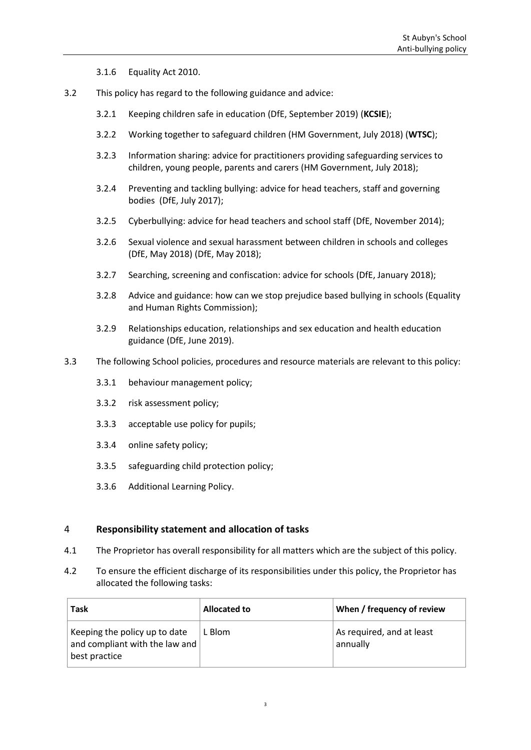3.1.6 Equality Act 2010.

3.2 This policy has regard to the following guidance and advice:

3.2.1 Keeping children safe in education (DfE, September 2019) (**KCSIE**);

3.2.2 Working together to safeguard children (HM Government, July 2018) (**WTSC**);

3.2.3 Information sharing: advice for practitioners providing safeguarding services to children, young people, parents and carers (HM Government, July 2018);

3.2.4 Preventing and tackling bullying: advice for head teachers, staff and governing bodies (DfE, July 2017);

3.2.5 Cyberbullying: advice for head teachers and school staff (DfE, November 2014);

3.2.6 Sexual violence and sexual harassment between children in schools and colleges (DfE, May 2018) (DfE, May 2018);

3.2.7 Searching, screening and confiscation: advice for schools (DfE, January 2018);

3.2.8 Advice and guidance: how can we stop prejudice based bullying in schools (Equality and Human Rights Commission);

3.2.9 Relationships education, relationships and sex education and health education guidance (DfE, June 2019).

3.3 The following School policies, procedures and resource materials are relevant to this policy:

3.3.1 behaviour management policy;

3.3.2 risk assessment policy;

3.3.3 acceptable use policy for pupils;

3.3.4 online safety policy;

3.3.5 safeguarding child protection policy;

3.3.6 Additional Learning Policy.

## 4 Responsibility statement and allocation of tasks

4.1 The Proprietor has overall responsibility for all matters which are the subject of this policy.

4.2 To ensure the efficient discharge of its responsibilities under this policy, the Proprietor has allocated the following tasks:

| Task | Allocated to | When / frequency of review |
|---|---|---|
| Keeping the policy up to date and compliant with the law and best practice | L Blom | As required, and at least annually |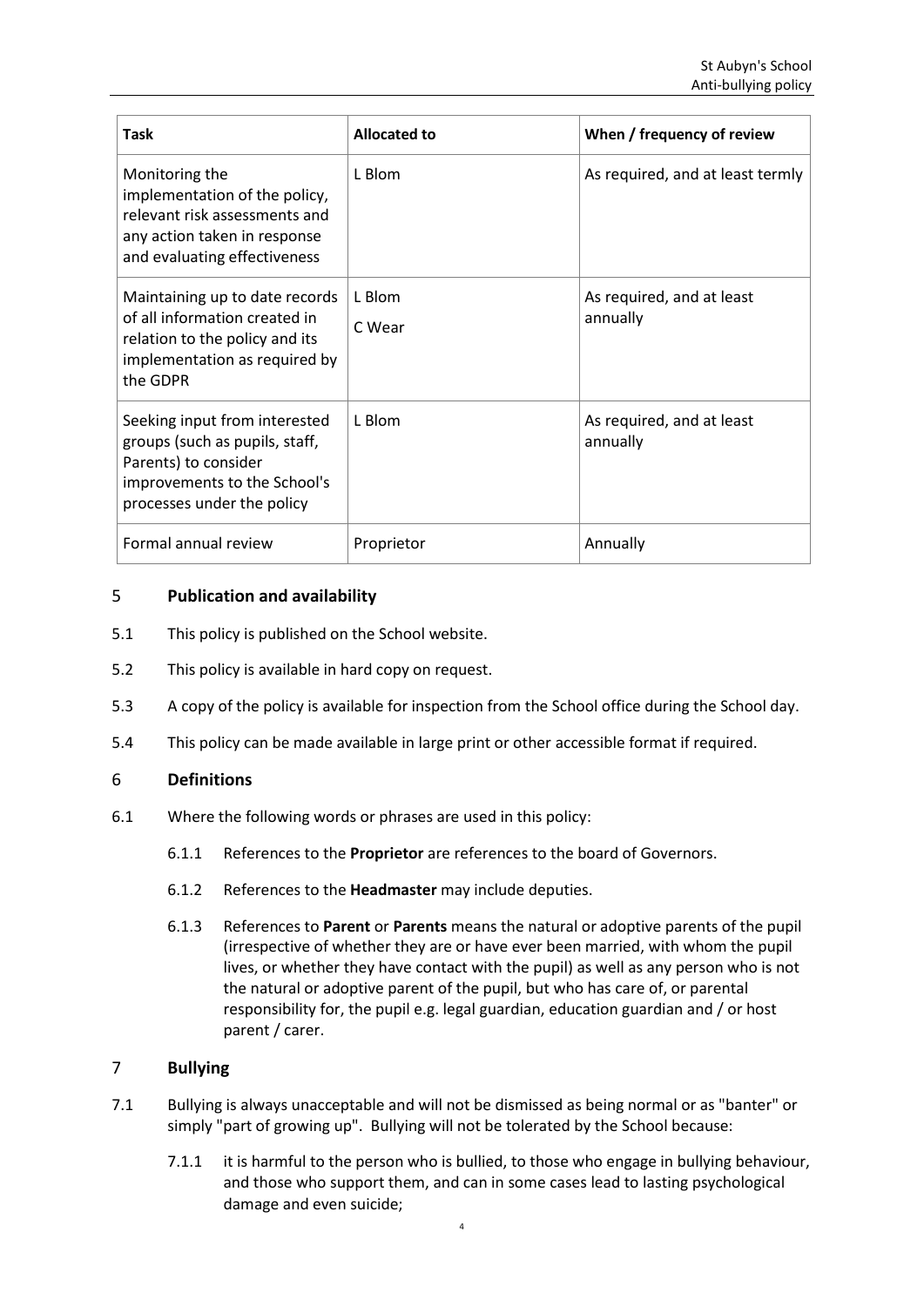| Task | Allocated to | When / frequency of review |
| --- | --- | --- |
| Monitoring the implementation of the policy, relevant risk assessments and any action taken in response and evaluating effectiveness | L Blom | As required, and at least termly |
| Maintaining up to date records of all information created in relation to the policy and its implementation as required by the GDPR | L Blom<br>C Wear | As required, and at least annually |
| Seeking input from interested groups (such as pupils, staff, Parents) to consider improvements to the School's processes under the policy | L Blom | As required, and at least annually |
| Formal annual review | Proprietor | Annually |

## 5 Publication and availability

5.1 This policy is published on the School website.

5.2 This policy is available in hard copy on request.

5.3 A copy of the policy is available for inspection from the School office during the School day.

5.4 This policy can be made available in large print or other accessible format if required.

## 6 Definitions

6.1 Where the following words or phrases are used in this policy:

6.1.1 References to the **Proprietor** are references to the board of Governors.

6.1.2 References to the **Headmaster** may include deputies.

6.1.3 References to **Parent** or **Parents** means the natural or adoptive parents of the pupil (irrespective of whether they are or have ever been married, with whom the pupil lives, or whether they have contact with the pupil) as well as any person who is not the natural or adoptive parent of the pupil, but who has care of, or parental responsibility for, the pupil e.g. legal guardian, education guardian and / or host parent / carer.

## 7 Bullying

7.1 Bullying is always unacceptable and will not be dismissed as being normal or as "banter" or simply "part of growing up". Bullying will not be tolerated by the School because:

7.1.1 it is harmful to the person who is bullied, to those who engage in bullying behaviour, and those who support them, and can in some cases lead to lasting psychological damage and even suicide;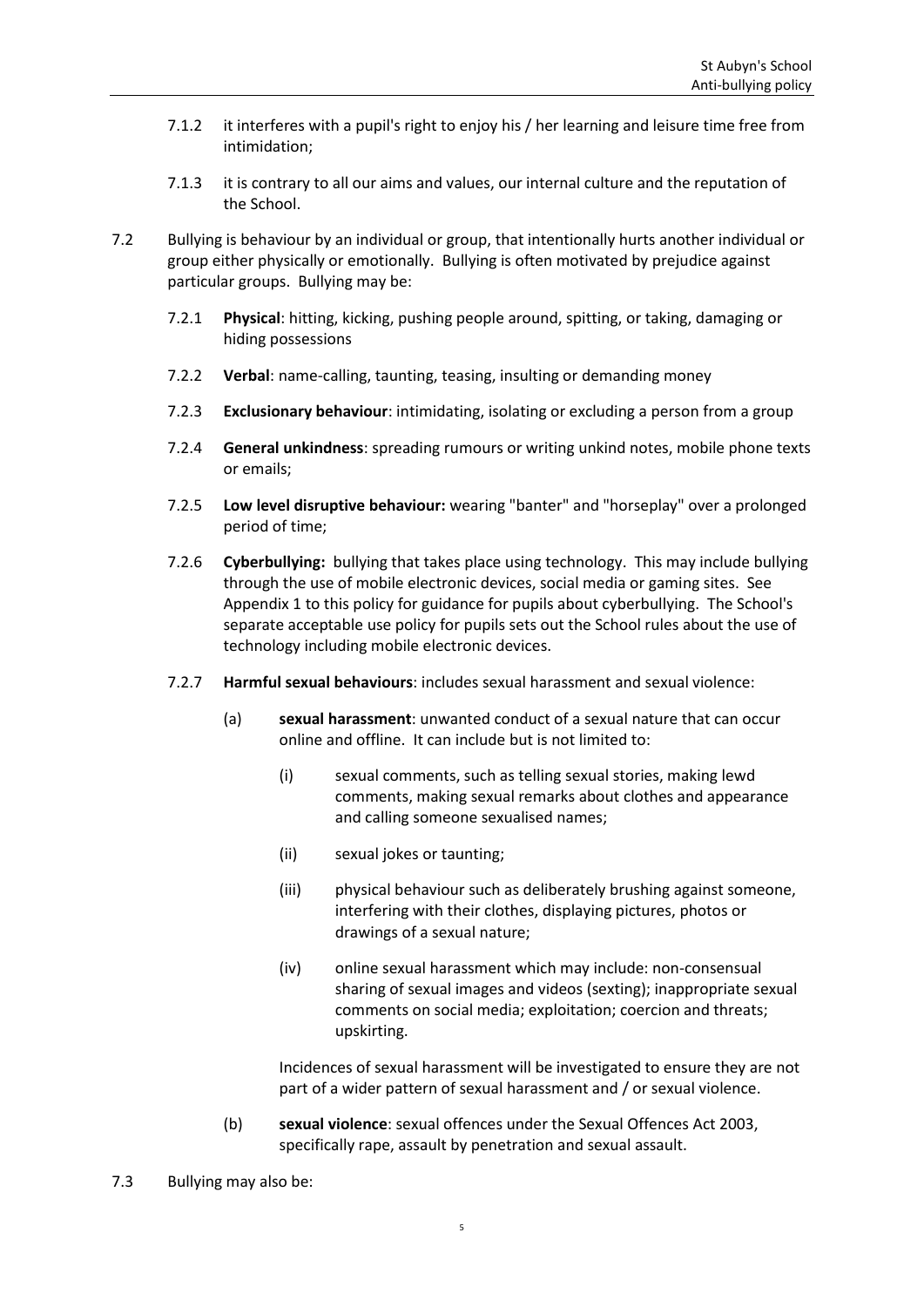7.1.2 it interferes with a pupil's right to enjoy his / her learning and leisure time free from intimidation;

7.1.3 it is contrary to all our aims and values, our internal culture and the reputation of the School.

7.2 Bullying is behaviour by an individual or group, that intentionally hurts another individual or group either physically or emotionally. Bullying is often motivated by prejudice against particular groups. Bullying may be:

7.2.1 **Physical**: hitting, kicking, pushing people around, spitting, or taking, damaging or hiding possessions

7.2.2 **Verbal**: name-calling, taunting, teasing, insulting or demanding money

7.2.3 **Exclusionary behaviour**: intimidating, isolating or excluding a person from a group

7.2.4 **General unkindness**: spreading rumours or writing unkind notes, mobile phone texts or emails;

7.2.5 **Low level disruptive behaviour:** wearing "banter" and "horseplay" over a prolonged period of time;

7.2.6 **Cyberbullying:** bullying that takes place using technology. This may include bullying through the use of mobile electronic devices, social media or gaming sites. See Appendix 1 to this policy for guidance for pupils about cyberbullying. The School's separate acceptable use policy for pupils sets out the School rules about the use of technology including mobile electronic devices.

7.2.7 **Harmful sexual behaviours**: includes sexual harassment and sexual violence:

(a) **sexual harassment**: unwanted conduct of a sexual nature that can occur online and offline. It can include but is not limited to:

(i) sexual comments, such as telling sexual stories, making lewd comments, making sexual remarks about clothes and appearance and calling someone sexualised names;

(ii) sexual jokes or taunting;

(iii) physical behaviour such as deliberately brushing against someone, interfering with their clothes, displaying pictures, photos or drawings of a sexual nature;

(iv) online sexual harassment which may include: non-consensual sharing of sexual images and videos (sexting); inappropriate sexual comments on social media; exploitation; coercion and threats; upskirting.

Incidences of sexual harassment will be investigated to ensure they are not part of a wider pattern of sexual harassment and / or sexual violence.

(b) **sexual violence**: sexual offences under the Sexual Offences Act 2003, specifically rape, assault by penetration and sexual assault.

7.3 Bullying may also be: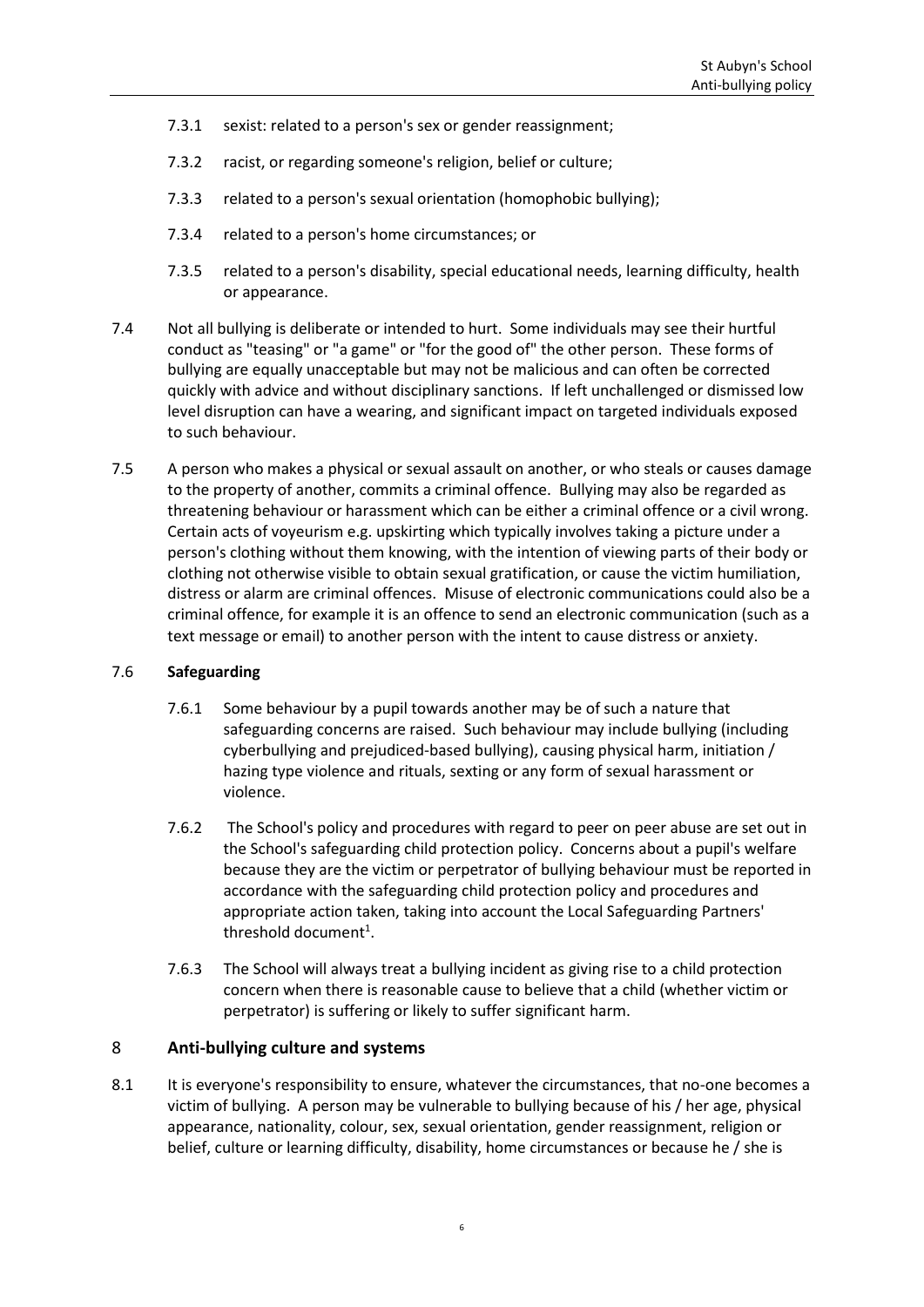7.3.1 sexist: related to a person's sex or gender reassignment;

7.3.2 racist, or regarding someone's religion, belief or culture;

7.3.3 related to a person's sexual orientation (homophobic bullying);

7.3.4 related to a person's home circumstances; or

7.3.5 related to a person's disability, special educational needs, learning difficulty, health or appearance.

7.4 Not all bullying is deliberate or intended to hurt. Some individuals may see their hurtful conduct as "teasing" or "a game" or "for the good of" the other person. These forms of bullying are equally unacceptable but may not be malicious and can often be corrected quickly with advice and without disciplinary sanctions. If left unchallenged or dismissed low level disruption can have a wearing, and significant impact on targeted individuals exposed to such behaviour.

7.5 A person who makes a physical or sexual assault on another, or who steals or causes damage to the property of another, commits a criminal offence. Bullying may also be regarded as threatening behaviour or harassment which can be either a criminal offence or a civil wrong. Certain acts of voyeurism e.g. upskirting which typically involves taking a picture under a person's clothing without them knowing, with the intention of viewing parts of their body or clothing not otherwise visible to obtain sexual gratification, or cause the victim humiliation, distress or alarm are criminal offences. Misuse of electronic communications could also be a criminal offence, for example it is an offence to send an electronic communication (such as a text message or email) to another person with the intent to cause distress or anxiety.

7.6 **Safeguarding**

7.6.1 Some behaviour by a pupil towards another may be of such a nature that safeguarding concerns are raised. Such behaviour may include bullying (including cyberbullying and prejudiced-based bullying), causing physical harm, initiation / hazing type violence and rituals, sexting or any form of sexual harassment or violence.

7.6.2 The School's policy and procedures with regard to peer on peer abuse are set out in the School's safeguarding child protection policy. Concerns about a pupil's welfare because they are the victim or perpetrator of bullying behaviour must be reported in accordance with the safeguarding child protection policy and procedures and appropriate action taken, taking into account the Local Safeguarding Partners' threshold document[1].

7.6.3 The School will always treat a bullying incident as giving rise to a child protection concern when there is reasonable cause to believe that a child (whether victim or perpetrator) is suffering or likely to suffer significant harm.

## 8 Anti-bullying culture and systems

8.1 It is everyone's responsibility to ensure, whatever the circumstances, that no-one becomes a victim of bullying. A person may be vulnerable to bullying because of his / her age, physical appearance, nationality, colour, sex, sexual orientation, gender reassignment, religion or belief, culture or learning difficulty, disability, home circumstances or because he / she is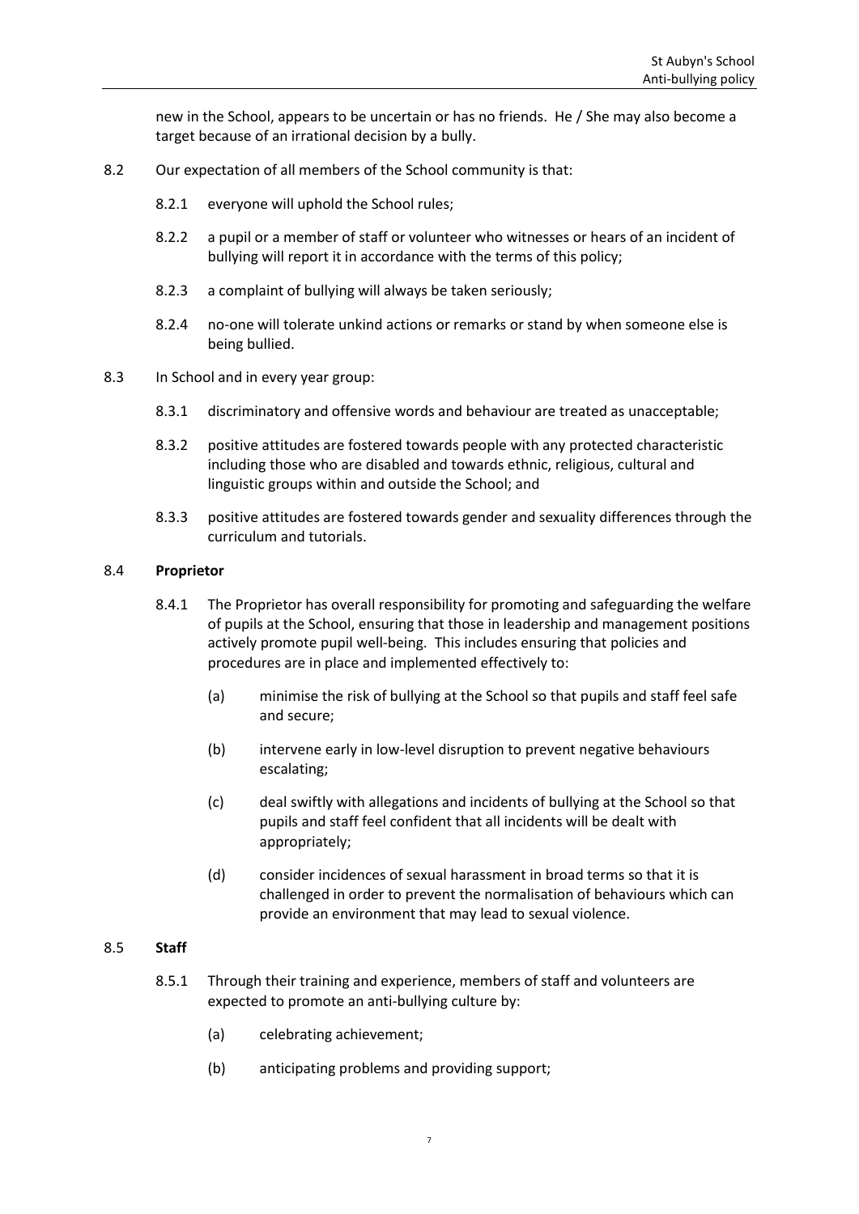new in the School, appears to be uncertain or has no friends. He / She may also become a target because of an irrational decision by a bully.

8.2 Our expectation of all members of the School community is that:

8.2.1 everyone will uphold the School rules;

8.2.2 a pupil or a member of staff or volunteer who witnesses or hears of an incident of bullying will report it in accordance with the terms of this policy;

8.2.3 a complaint of bullying will always be taken seriously;

8.2.4 no-one will tolerate unkind actions or remarks or stand by when someone else is being bullied.

8.3 In School and in every year group:

8.3.1 discriminatory and offensive words and behaviour are treated as unacceptable;

8.3.2 positive attitudes are fostered towards people with any protected characteristic including those who are disabled and towards ethnic, religious, cultural and linguistic groups within and outside the School; and

8.3.3 positive attitudes are fostered towards gender and sexuality differences through the curriculum and tutorials.

8.4 **Proprietor**

8.4.1 The Proprietor has overall responsibility for promoting and safeguarding the welfare of pupils at the School, ensuring that those in leadership and management positions actively promote pupil well-being. This includes ensuring that policies and procedures are in place and implemented effectively to:

(a) minimise the risk of bullying at the School so that pupils and staff feel safe and secure;

(b) intervene early in low-level disruption to prevent negative behaviours escalating;

(c) deal swiftly with allegations and incidents of bullying at the School so that pupils and staff feel confident that all incidents will be dealt with appropriately;

(d) consider incidences of sexual harassment in broad terms so that it is challenged in order to prevent the normalisation of behaviours which can provide an environment that may lead to sexual violence.

8.5 **Staff**

8.5.1 Through their training and experience, members of staff and volunteers are expected to promote an anti-bullying culture by:

(a) celebrating achievement;

(b) anticipating problems and providing support;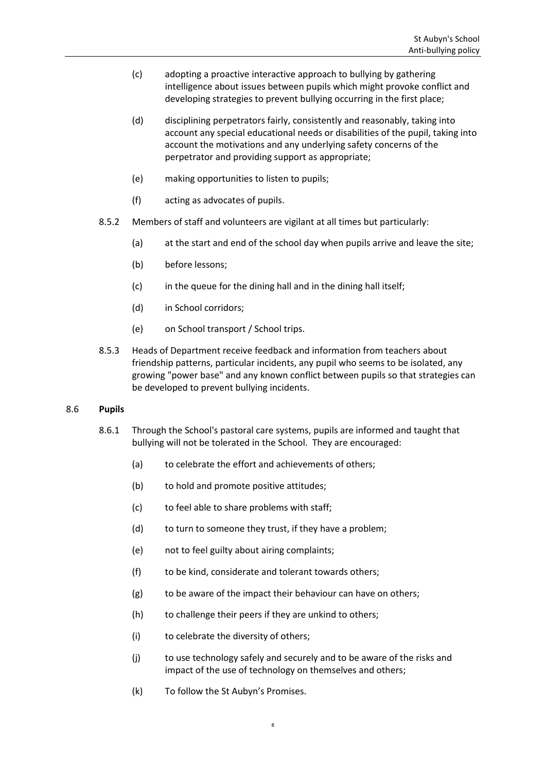(c) adopting a proactive interactive approach to bullying by gathering intelligence about issues between pupils which might provoke conflict and developing strategies to prevent bullying occurring in the first place;

(d) disciplining perpetrators fairly, consistently and reasonably, taking into account any special educational needs or disabilities of the pupil, taking into account the motivations and any underlying safety concerns of the perpetrator and providing support as appropriate;

(e) making opportunities to listen to pupils;

(f) acting as advocates of pupils.

8.5.2 Members of staff and volunteers are vigilant at all times but particularly:

(a) at the start and end of the school day when pupils arrive and leave the site;

(b) before lessons;

(c) in the queue for the dining hall and in the dining hall itself;

(d) in School corridors;

(e) on School transport / School trips.

8.5.3 Heads of Department receive feedback and information from teachers about friendship patterns, particular incidents, any pupil who seems to be isolated, any growing "power base" and any known conflict between pupils so that strategies can be developed to prevent bullying incidents.

### 8.6 **Pupils**

8.6.1 Through the School's pastoral care systems, pupils are informed and taught that bullying will not be tolerated in the School. They are encouraged:

(a) to celebrate the effort and achievements of others;

(b) to hold and promote positive attitudes;

(c) to feel able to share problems with staff;

(d) to turn to someone they trust, if they have a problem;

(e) not to feel guilty about airing complaints;

(f) to be kind, considerate and tolerant towards others;

(g) to be aware of the impact their behaviour can have on others;

(h) to challenge their peers if they are unkind to others;

(i) to celebrate the diversity of others;

(j) to use technology safely and securely and to be aware of the risks and impact of the use of technology on themselves and others;

(k) To follow the St Aubyn's Promises.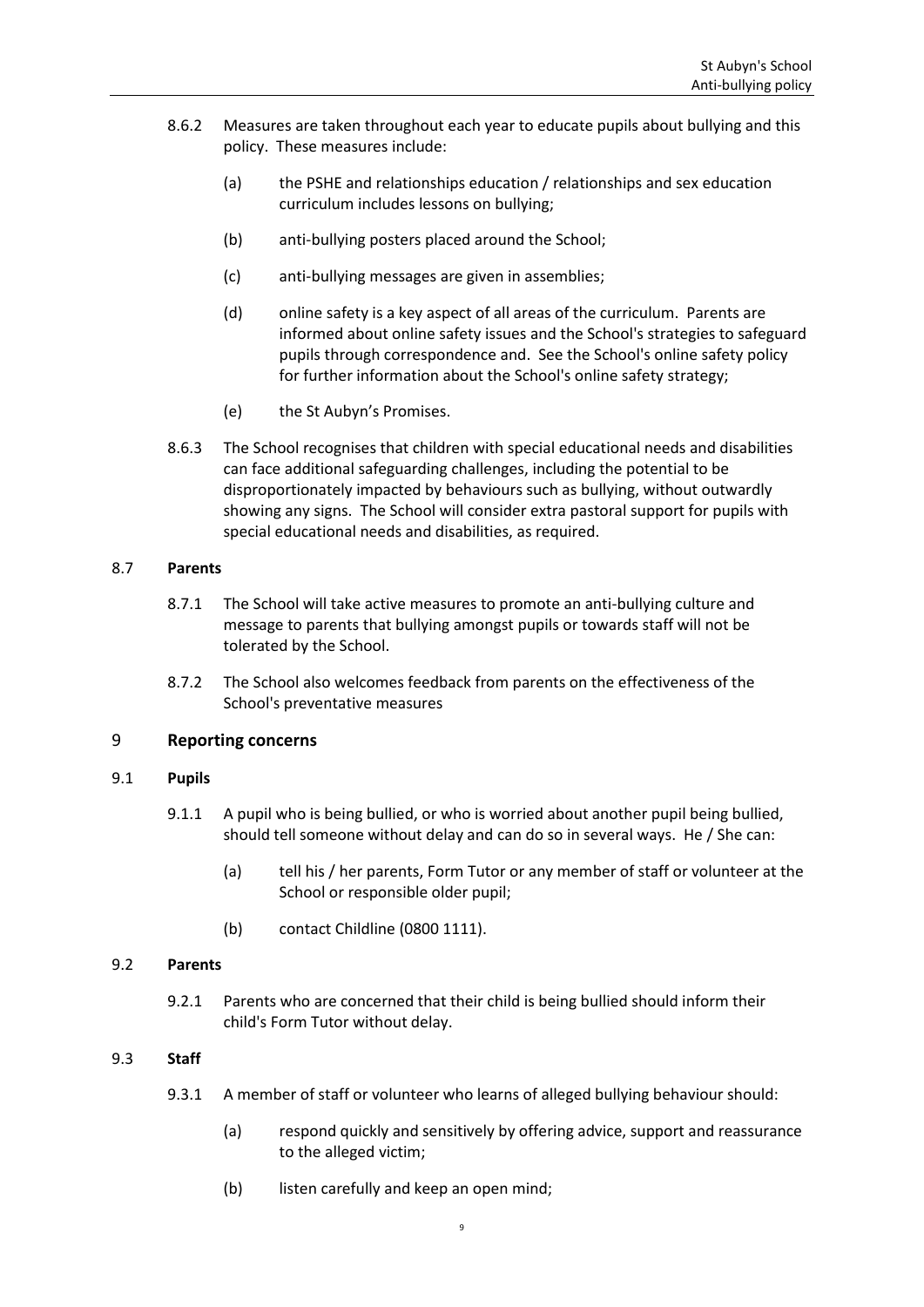8.6.2 Measures are taken throughout each year to educate pupils about bullying and this policy. These measures include:

(a) the PSHE and relationships education / relationships and sex education curriculum includes lessons on bullying;

(b) anti-bullying posters placed around the School;

(c) anti-bullying messages are given in assemblies;

(d) online safety is a key aspect of all areas of the curriculum. Parents are informed about online safety issues and the School's strategies to safeguard pupils through correspondence and. See the School's online safety policy for further information about the School's online safety strategy;

(e) the St Aubyn's Promises.

8.6.3 The School recognises that children with special educational needs and disabilities can face additional safeguarding challenges, including the potential to be disproportionately impacted by behaviours such as bullying, without outwardly showing any signs. The School will consider extra pastoral support for pupils with special educational needs and disabilities, as required.

### 8.7 Parents

8.7.1 The School will take active measures to promote an anti-bullying culture and message to parents that bullying amongst pupils or towards staff will not be tolerated by the School.

8.7.2 The School also welcomes feedback from parents on the effectiveness of the School's preventative measures

## 9 Reporting concerns

### 9.1 Pupils

9.1.1 A pupil who is being bullied, or who is worried about another pupil being bullied, should tell someone without delay and can do so in several ways. He / She can:

(a) tell his / her parents, Form Tutor or any member of staff or volunteer at the School or responsible older pupil;

(b) contact Childline (0800 1111).

### 9.2 Parents

9.2.1 Parents who are concerned that their child is being bullied should inform their child's Form Tutor without delay.

### 9.3 Staff

9.3.1 A member of staff or volunteer who learns of alleged bullying behaviour should:

(a) respond quickly and sensitively by offering advice, support and reassurance to the alleged victim;

(b) listen carefully and keep an open mind;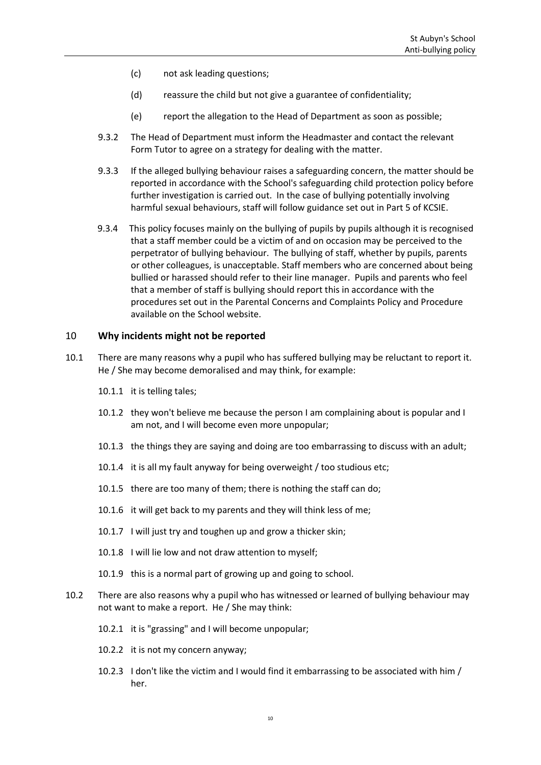(c) not ask leading questions;

(d) reassure the child but not give a guarantee of confidentiality;

(e) report the allegation to the Head of Department as soon as possible;

9.3.2 The Head of Department must inform the Headmaster and contact the relevant Form Tutor to agree on a strategy for dealing with the matter.

9.3.3 If the alleged bullying behaviour raises a safeguarding concern, the matter should be reported in accordance with the School's safeguarding child protection policy before further investigation is carried out. In the case of bullying potentially involving harmful sexual behaviours, staff will follow guidance set out in Part 5 of KCSIE.

9.3.4 This policy focuses mainly on the bullying of pupils by pupils although it is recognised that a staff member could be a victim of and on occasion may be perceived to the perpetrator of bullying behaviour. The bullying of staff, whether by pupils, parents or other colleagues, is unacceptable. Staff members who are concerned about being bullied or harassed should refer to their line manager. Pupils and parents who feel that a member of staff is bullying should report this in accordance with the procedures set out in the Parental Concerns and Complaints Policy and Procedure available on the School website.

## 10 Why incidents might not be reported

10.1 There are many reasons why a pupil who has suffered bullying may be reluctant to report it. He / She may become demoralised and may think, for example:

10.1.1 it is telling tales;

10.1.2 they won't believe me because the person I am complaining about is popular and I am not, and I will become even more unpopular;

10.1.3 the things they are saying and doing are too embarrassing to discuss with an adult;

10.1.4 it is all my fault anyway for being overweight / too studious etc;

10.1.5 there are too many of them; there is nothing the staff can do;

10.1.6 it will get back to my parents and they will think less of me;

10.1.7 I will just try and toughen up and grow a thicker skin;

10.1.8 I will lie low and not draw attention to myself;

10.1.9 this is a normal part of growing up and going to school.

10.2 There are also reasons why a pupil who has witnessed or learned of bullying behaviour may not want to make a report. He / She may think:

10.2.1 it is "grassing" and I will become unpopular;

10.2.2 it is not my concern anyway;

10.2.3 I don't like the victim and I would find it embarrassing to be associated with him / her.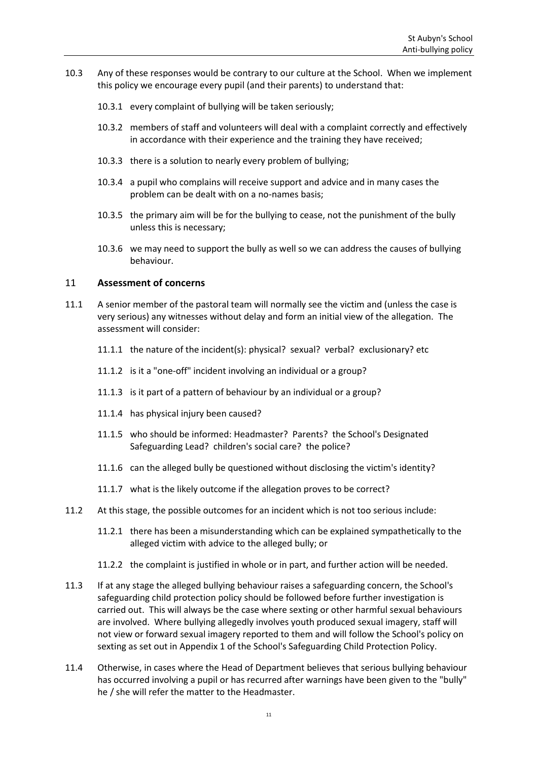10.3 Any of these responses would be contrary to our culture at the School. When we implement this policy we encourage every pupil (and their parents) to understand that:

10.3.1 every complaint of bullying will be taken seriously;

10.3.2 members of staff and volunteers will deal with a complaint correctly and effectively in accordance with their experience and the training they have received;

10.3.3 there is a solution to nearly every problem of bullying;

10.3.4 a pupil who complains will receive support and advice and in many cases the problem can be dealt with on a no-names basis;

10.3.5 the primary aim will be for the bullying to cease, not the punishment of the bully unless this is necessary;

10.3.6 we may need to support the bully as well so we can address the causes of bullying behaviour.

## 11 Assessment of concerns

11.1 A senior member of the pastoral team will normally see the victim and (unless the case is very serious) any witnesses without delay and form an initial view of the allegation. The assessment will consider:

11.1.1 the nature of the incident(s): physical? sexual? verbal? exclusionary? etc

11.1.2 is it a "one-off" incident involving an individual or a group?

11.1.3 is it part of a pattern of behaviour by an individual or a group?

11.1.4 has physical injury been caused?

11.1.5 who should be informed: Headmaster? Parents? the School's Designated Safeguarding Lead? children's social care? the police?

11.1.6 can the alleged bully be questioned without disclosing the victim's identity?

11.1.7 what is the likely outcome if the allegation proves to be correct?

11.2 At this stage, the possible outcomes for an incident which is not too serious include:

11.2.1 there has been a misunderstanding which can be explained sympathetically to the alleged victim with advice to the alleged bully; or

11.2.2 the complaint is justified in whole or in part, and further action will be needed.

11.3 If at any stage the alleged bullying behaviour raises a safeguarding concern, the School's safeguarding child protection policy should be followed before further investigation is carried out. This will always be the case where sexting or other harmful sexual behaviours are involved. Where bullying allegedly involves youth produced sexual imagery, staff will not view or forward sexual imagery reported to them and will follow the School's policy on sexting as set out in Appendix 1 of the School's Safeguarding Child Protection Policy.

11.4 Otherwise, in cases where the Head of Department believes that serious bullying behaviour has occurred involving a pupil or has recurred after warnings have been given to the "bully" he / she will refer the matter to the Headmaster.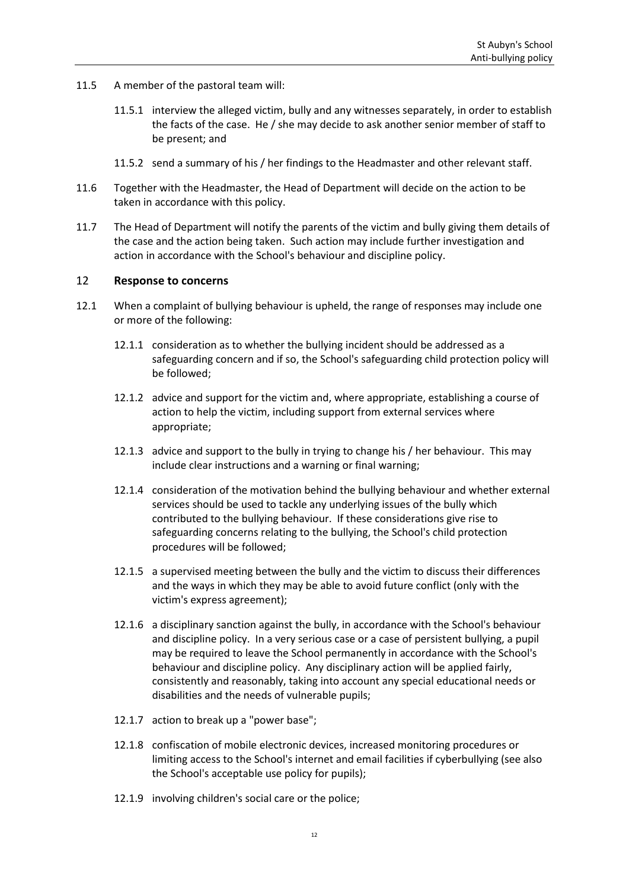11.5 A member of the pastoral team will:

11.5.1 interview the alleged victim, bully and any witnesses separately, in order to establish the facts of the case. He / she may decide to ask another senior member of staff to be present; and

11.5.2 send a summary of his / her findings to the Headmaster and other relevant staff.

11.6 Together with the Headmaster, the Head of Department will decide on the action to be taken in accordance with this policy.

11.7 The Head of Department will notify the parents of the victim and bully giving them details of the case and the action being taken. Such action may include further investigation and action in accordance with the School's behaviour and discipline policy.

## 12 **Response to concerns**

12.1 When a complaint of bullying behaviour is upheld, the range of responses may include one or more of the following:

12.1.1 consideration as to whether the bullying incident should be addressed as a safeguarding concern and if so, the School's safeguarding child protection policy will be followed;

12.1.2 advice and support for the victim and, where appropriate, establishing a course of action to help the victim, including support from external services where appropriate;

12.1.3 advice and support to the bully in trying to change his / her behaviour. This may include clear instructions and a warning or final warning;

12.1.4 consideration of the motivation behind the bullying behaviour and whether external services should be used to tackle any underlying issues of the bully which contributed to the bullying behaviour. If these considerations give rise to safeguarding concerns relating to the bullying, the School's child protection procedures will be followed;

12.1.5 a supervised meeting between the bully and the victim to discuss their differences and the ways in which they may be able to avoid future conflict (only with the victim's express agreement);

12.1.6 a disciplinary sanction against the bully, in accordance with the School's behaviour and discipline policy. In a very serious case or a case of persistent bullying, a pupil may be required to leave the School permanently in accordance with the School's behaviour and discipline policy. Any disciplinary action will be applied fairly, consistently and reasonably, taking into account any special educational needs or disabilities and the needs of vulnerable pupils;

12.1.7 action to break up a "power base";

12.1.8 confiscation of mobile electronic devices, increased monitoring procedures or limiting access to the School's internet and email facilities if cyberbullying (see also the School's acceptable use policy for pupils);

12.1.9 involving children's social care or the police;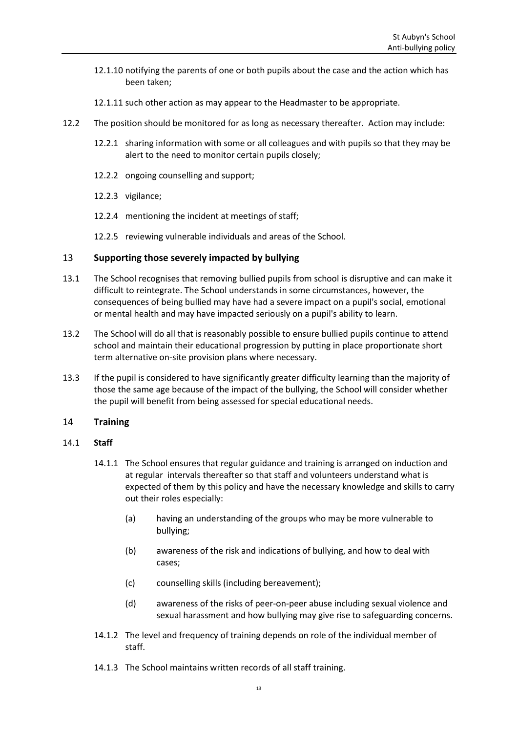12.1.10 notifying the parents of one or both pupils about the case and the action which has been taken;

12.1.11 such other action as may appear to the Headmaster to be appropriate.

12.2 The position should be monitored for as long as necessary thereafter. Action may include:

12.2.1 sharing information with some or all colleagues and with pupils so that they may be alert to the need to monitor certain pupils closely;

12.2.2 ongoing counselling and support;

12.2.3 vigilance;

12.2.4 mentioning the incident at meetings of staff;

12.2.5 reviewing vulnerable individuals and areas of the School.

## 13 Supporting those severely impacted by bullying

13.1 The School recognises that removing bullied pupils from school is disruptive and can make it difficult to reintegrate. The School understands in some circumstances, however, the consequences of being bullied may have had a severe impact on a pupil's social, emotional or mental health and may have impacted seriously on a pupil's ability to learn.

13.2 The School will do all that is reasonably possible to ensure bullied pupils continue to attend school and maintain their educational progression by putting in place proportionate short term alternative on-site provision plans where necessary.

13.3 If the pupil is considered to have significantly greater difficulty learning than the majority of those the same age because of the impact of the bullying, the School will consider whether the pupil will benefit from being assessed for special educational needs.

## 14 Training

### 14.1 Staff

14.1.1 The School ensures that regular guidance and training is arranged on induction and at regular intervals thereafter so that staff and volunteers understand what is expected of them by this policy and have the necessary knowledge and skills to carry out their roles especially:

(a) having an understanding of the groups who may be more vulnerable to bullying;

(b) awareness of the risk and indications of bullying, and how to deal with cases;

(c) counselling skills (including bereavement);

(d) awareness of the risks of peer-on-peer abuse including sexual violence and sexual harassment and how bullying may give rise to safeguarding concerns.

14.1.2 The level and frequency of training depends on role of the individual member of staff.

14.1.3 The School maintains written records of all staff training.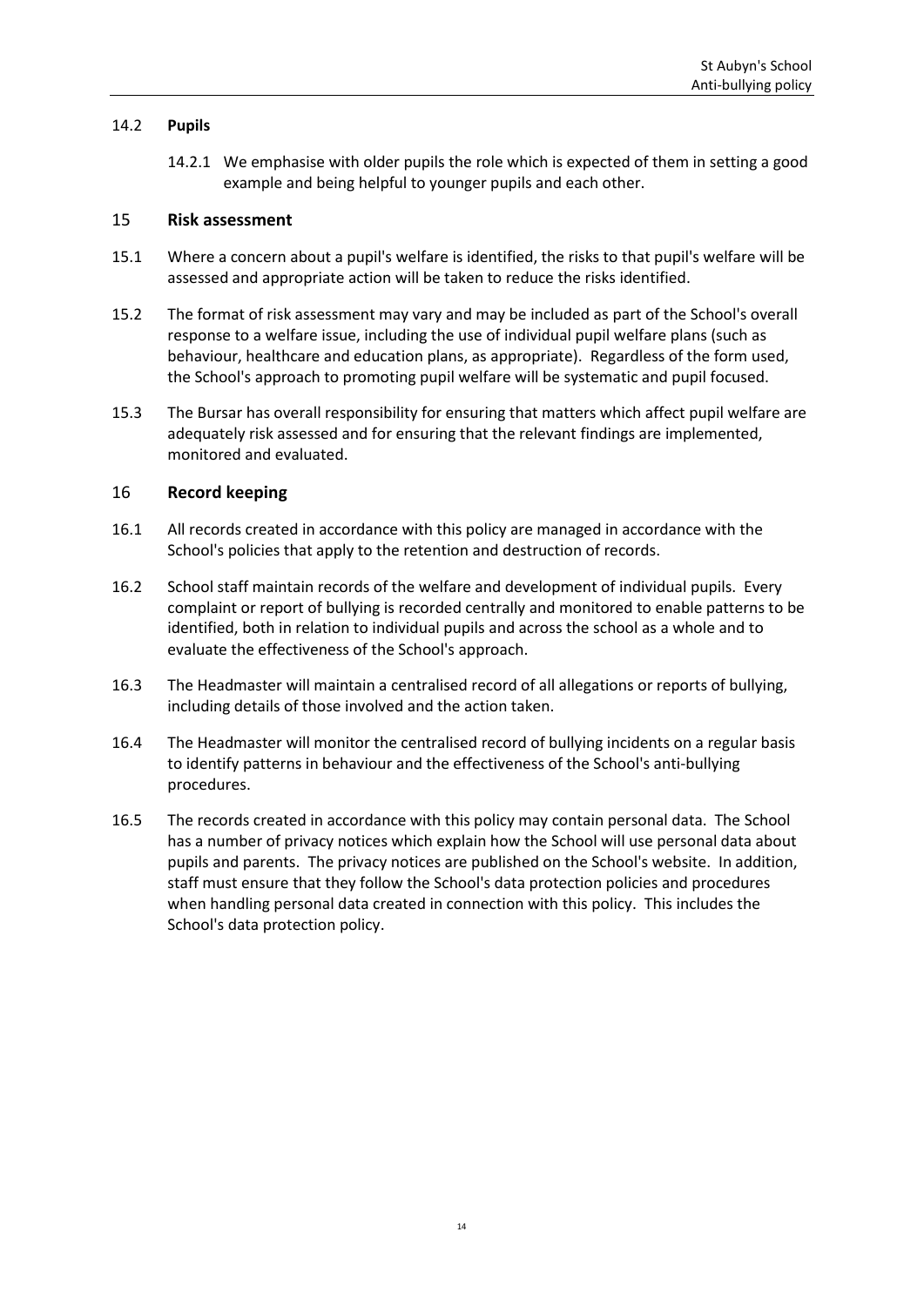### 14.2 **Pupils**

14.2.1 We emphasise with older pupils the role which is expected of them in setting a good example and being helpful to younger pupils and each other.

## 15 Risk assessment

15.1 Where a concern about a pupil's welfare is identified, the risks to that pupil's welfare will be assessed and appropriate action will be taken to reduce the risks identified.

15.2 The format of risk assessment may vary and may be included as part of the School's overall response to a welfare issue, including the use of individual pupil welfare plans (such as behaviour, healthcare and education plans, as appropriate). Regardless of the form used, the School's approach to promoting pupil welfare will be systematic and pupil focused.

15.3 The Bursar has overall responsibility for ensuring that matters which affect pupil welfare are adequately risk assessed and for ensuring that the relevant findings are implemented, monitored and evaluated.

## 16 Record keeping

16.1 All records created in accordance with this policy are managed in accordance with the School's policies that apply to the retention and destruction of records.

16.2 School staff maintain records of the welfare and development of individual pupils. Every complaint or report of bullying is recorded centrally and monitored to enable patterns to be identified, both in relation to individual pupils and across the school as a whole and to evaluate the effectiveness of the School's approach.

16.3 The Headmaster will maintain a centralised record of all allegations or reports of bullying, including details of those involved and the action taken.

16.4 The Headmaster will monitor the centralised record of bullying incidents on a regular basis to identify patterns in behaviour and the effectiveness of the School's anti-bullying procedures.

16.5 The records created in accordance with this policy may contain personal data. The School has a number of privacy notices which explain how the School will use personal data about pupils and parents. The privacy notices are published on the School's website. In addition, staff must ensure that they follow the School's data protection policies and procedures when handling personal data created in connection with this policy. This includes the School's data protection policy.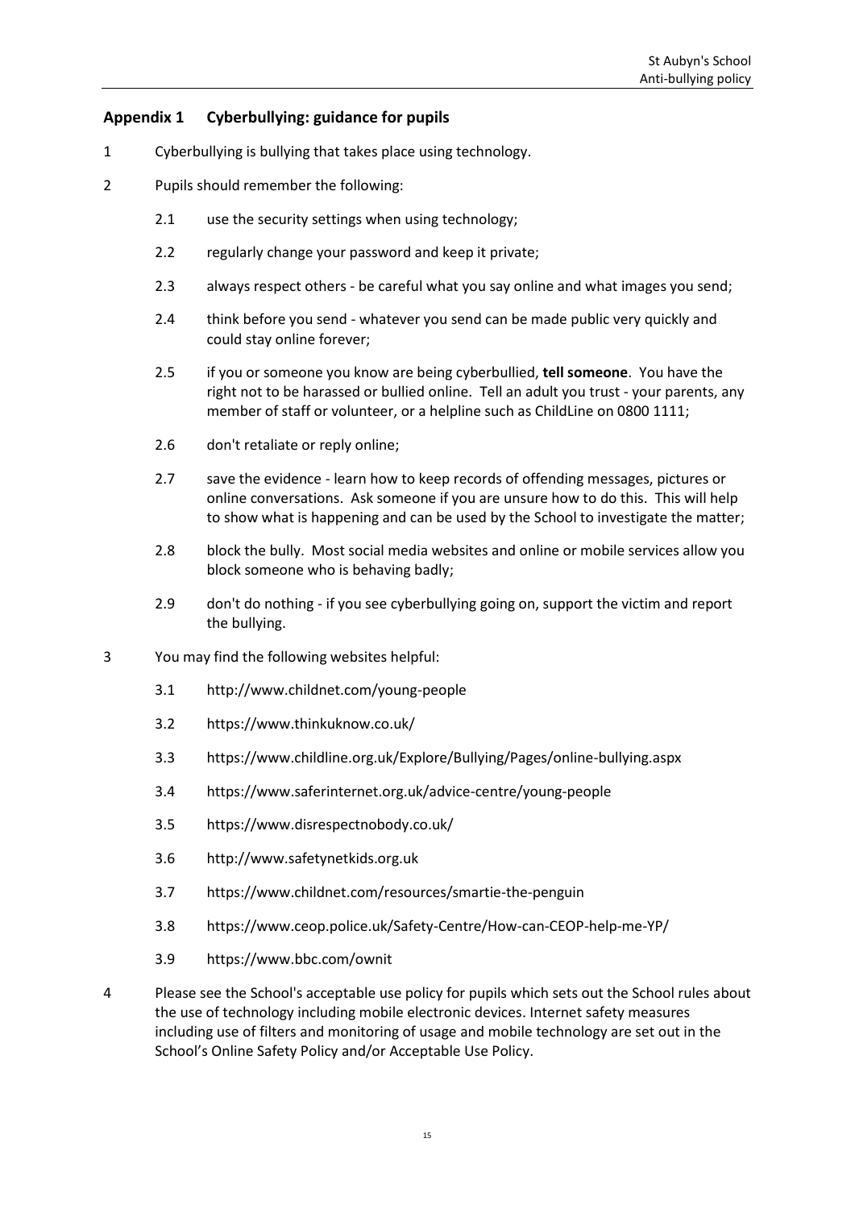## Appendix 1 Cyberbullying: guidance for pupils

1 Cyberbullying is bullying that takes place using technology.

2 Pupils should remember the following:

  2.1 use the security settings when using technology;

  2.2 regularly change your password and keep it private;

  2.3 always respect others - be careful what you say online and what images you send;

  2.4 think before you send - whatever you send can be made public very quickly and could stay online forever;

  2.5 if you or someone you know are being cyberbullied, **tell someone**. You have the right not to be harassed or bullied online. Tell an adult you trust - your parents, any member of staff or volunteer, or a helpline such as ChildLine on 0800 1111;

  2.6 don't retaliate or reply online;

  2.7 save the evidence - learn how to keep records of offending messages, pictures or online conversations. Ask someone if you are unsure how to do this. This will help to show what is happening and can be used by the School to investigate the matter;

  2.8 block the bully. Most social media websites and online or mobile services allow you block someone who is behaving badly;

  2.9 don't do nothing - if you see cyberbullying going on, support the victim and report the bullying.

3 You may find the following websites helpful:

  3.1 http://www.childnet.com/young-people

  3.2 https://www.thinkuknow.co.uk/

  3.3 https://www.childline.org.uk/Explore/Bullying/Pages/online-bullying.aspx

  3.4 https://www.saferinternet.org.uk/advice-centre/young-people

  3.5 https://www.disrespectnobody.co.uk/

  3.6 http://www.safetynetkids.org.uk

  3.7 https://www.childnet.com/resources/smartie-the-penguin

  3.8 https://www.ceop.police.uk/Safety-Centre/How-can-CEOP-help-me-YP/

  3.9 https://www.bbc.com/ownit

4 Please see the School's acceptable use policy for pupils which sets out the School rules about the use of technology including mobile electronic devices. Internet safety measures including use of filters and monitoring of usage and mobile technology are set out in the School's Online Safety Policy and/or Acceptable Use Policy.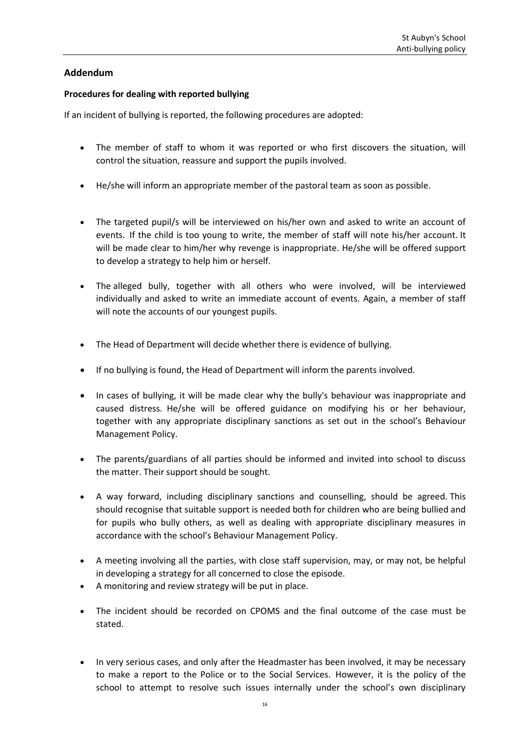## Addendum

### Procedures for dealing with reported bullying

If an incident of bullying is reported, the following procedures are adopted:

- The member of staff to whom it was reported or who first discovers the situation, will control the situation, reassure and support the pupils involved.
- He/she will inform an appropriate member of the pastoral team as soon as possible.
- The targeted pupil/s will be interviewed on his/her own and asked to write an account of events. If the child is too young to write, the member of staff will note his/her account. It will be made clear to him/her why revenge is inappropriate. He/she will be offered support to develop a strategy to help him or herself.
- The alleged bully, together with all others who were involved, will be interviewed individually and asked to write an immediate account of events. Again, a member of staff will note the accounts of our youngest pupils.
- The Head of Department will decide whether there is evidence of bullying.
- If no bullying is found, the Head of Department will inform the parents involved.
- In cases of bullying, it will be made clear why the bully's behaviour was inappropriate and caused distress. He/she will be offered guidance on modifying his or her behaviour, together with any appropriate disciplinary sanctions as set out in the school's Behaviour Management Policy.
- The parents/guardians of all parties should be informed and invited into school to discuss the matter. Their support should be sought.
- A way forward, including disciplinary sanctions and counselling, should be agreed. This should recognise that suitable support is needed both for children who are being bullied and for pupils who bully others, as well as dealing with appropriate disciplinary measures in accordance with the school's Behaviour Management Policy.
- A meeting involving all the parties, with close staff supervision, may, or may not, be helpful in developing a strategy for all concerned to close the episode.
- A monitoring and review strategy will be put in place.
- The incident should be recorded on CPOMS and the final outcome of the case must be stated.
- In very serious cases, and only after the Headmaster has been involved, it may be necessary to make a report to the Police or to the Social Services. However, it is the policy of the school to attempt to resolve such issues internally under the school's own disciplinary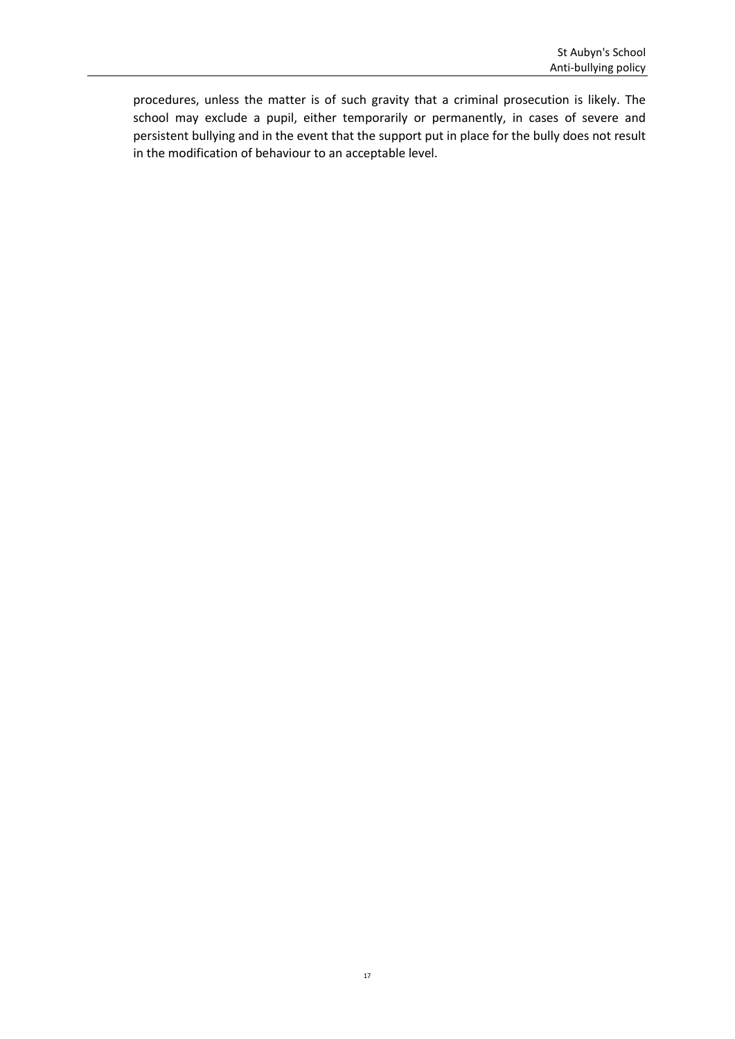procedures, unless the matter is of such gravity that a criminal prosecution is likely. The school may exclude a pupil, either temporarily or permanently, in cases of severe and persistent bullying and in the event that the support put in place for the bully does not result in the modification of behaviour to an acceptable level.